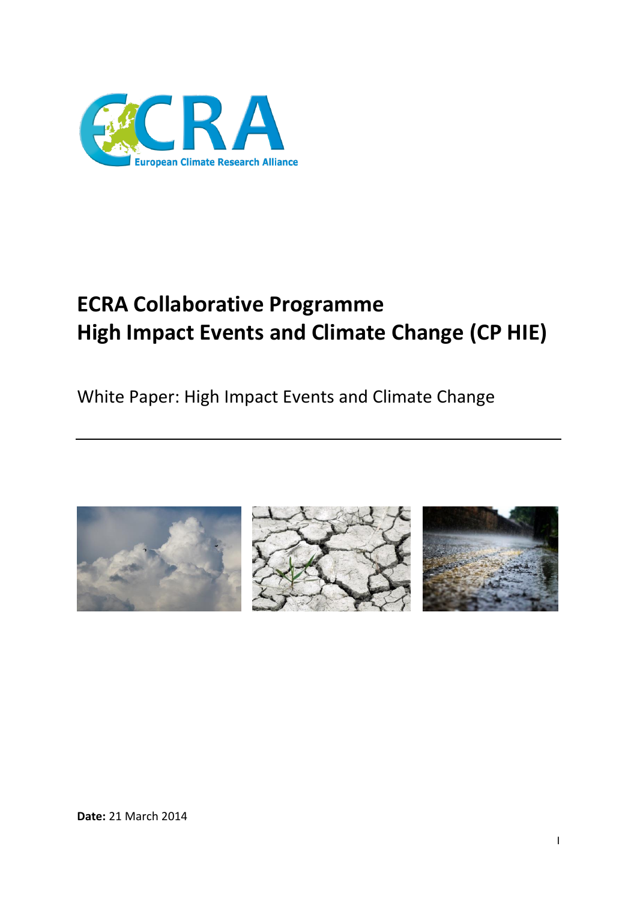# ECRA Collaborative Programme
# High Impact Events and Climate Change (CP HIE)

White Paper: High Impact Events and Climate Change

---

**Date:** 21 March 2014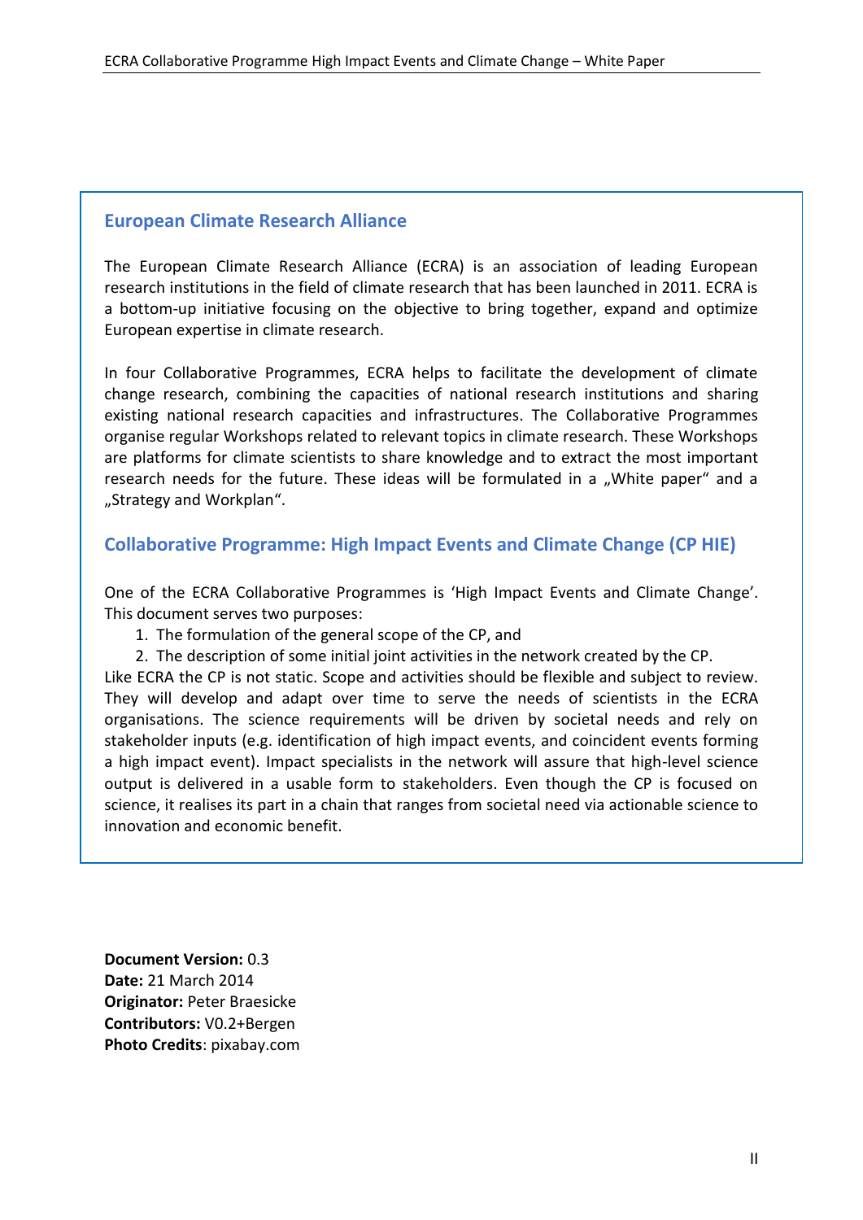## European Climate Research Alliance

The European Climate Research Alliance (ECRA) is an association of leading European research institutions in the field of climate research that has been launched in 2011. ECRA is a bottom-up initiative focusing on the objective to bring together, expand and optimize European expertise in climate research.

In four Collaborative Programmes, ECRA helps to facilitate the development of climate change research, combining the capacities of national research institutions and sharing existing national research capacities and infrastructures. The Collaborative Programmes organise regular Workshops related to relevant topics in climate research. These Workshops are platforms for climate scientists to share knowledge and to extract the most important research needs for the future. These ideas will be formulated in a „White paper“ and a „Strategy and Workplan“.

## Collaborative Programme: High Impact Events and Climate Change (CP HIE)

One of the ECRA Collaborative Programmes is 'High Impact Events and Climate Change'. This document serves two purposes:

1. The formulation of the general scope of the CP, and
2. The description of some initial joint activities in the network created by the CP.

Like ECRA the CP is not static. Scope and activities should be flexible and subject to review. They will develop and adapt over time to serve the needs of scientists in the ECRA organisations. The science requirements will be driven by societal needs and rely on stakeholder inputs (e.g. identification of high impact events, and coincident events forming a high impact event). Impact specialists in the network will assure that high-level science output is delivered in a usable form to stakeholders. Even though the CP is focused on science, it realises its part in a chain that ranges from societal need via actionable science to innovation and economic benefit.

**Document Version:** 0.3
**Date:** 21 March 2014
**Originator:** Peter Braesicke
**Contributors:** V0.2+Bergen
**Photo Credits**: pixabay.com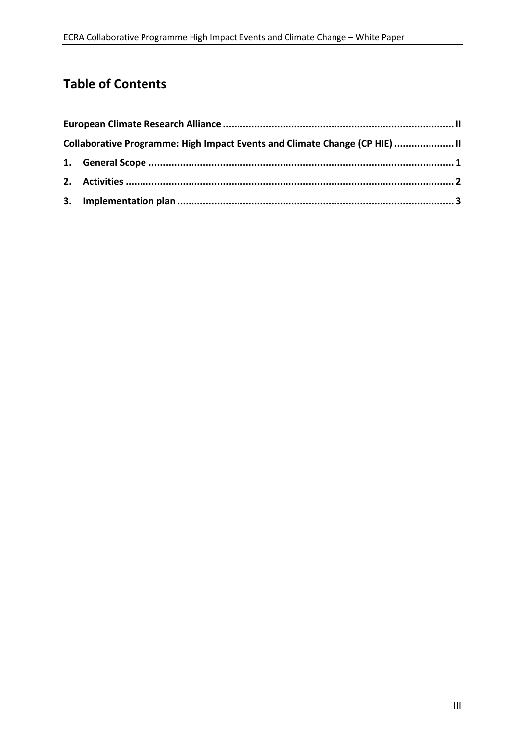# Table of Contents

**European Climate Research Alliance** .................................................................................... **II**

**Collaborative Programme: High Impact Events and Climate Change (CP HIE)** ..................... **II**

**1. General Scope** .......................................................................................................... **1**

**2. Activities** ................................................................................................................. **2**

**3. Implementation plan** ............................................................................................... **3**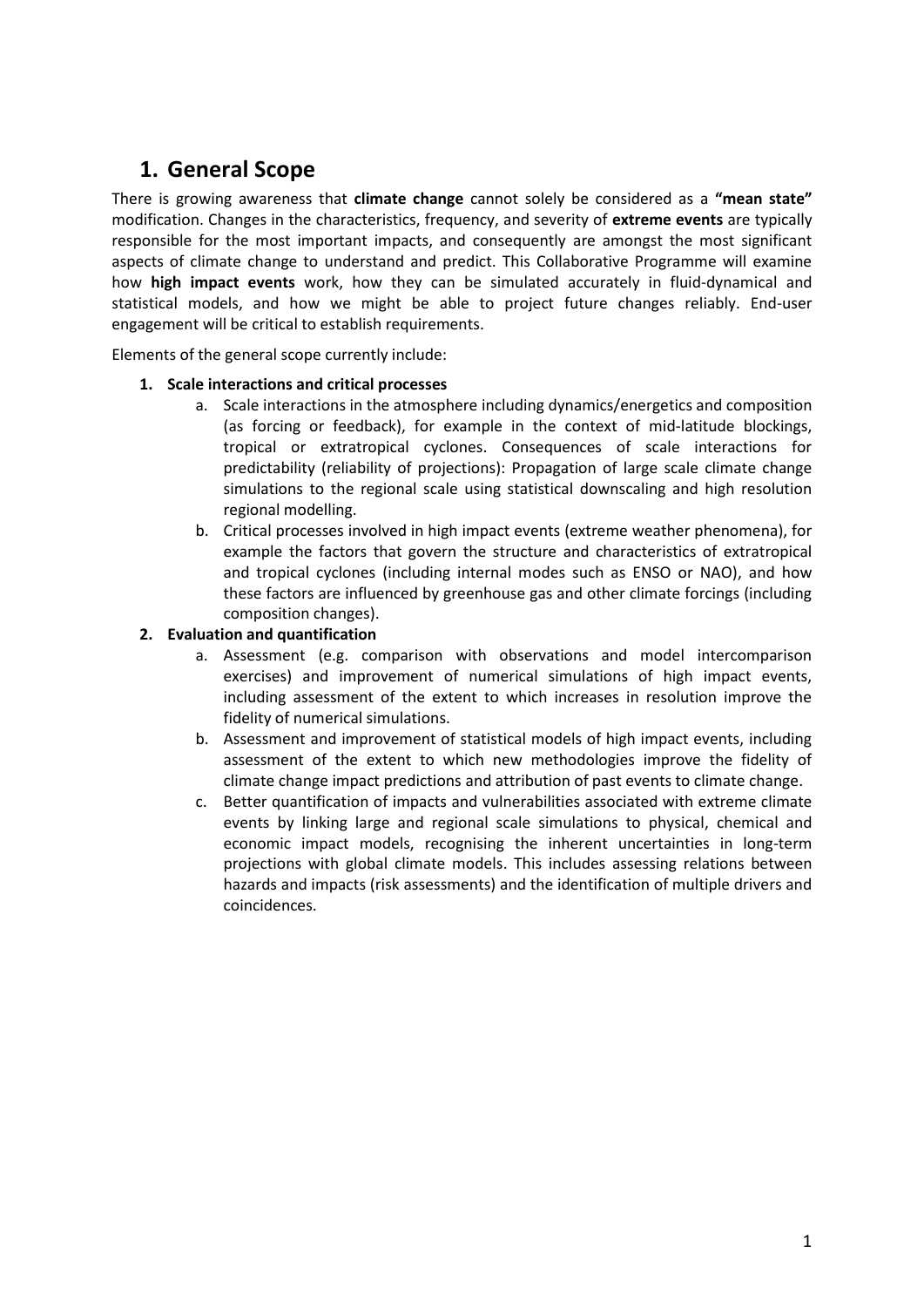# 1. General Scope

There is growing awareness that **climate change** cannot solely be considered as a **"mean state"** modification. Changes in the characteristics, frequency, and severity of **extreme events** are typically responsible for the most important impacts, and consequently are amongst the most significant aspects of climate change to understand and predict. This Collaborative Programme will examine how **high impact events** work, how they can be simulated accurately in fluid-dynamical and statistical models, and how we might be able to project future changes reliably. End-user engagement will be critical to establish requirements.

Elements of the general scope currently include:

1. **Scale interactions and critical processes**
    a. Scale interactions in the atmosphere including dynamics/energetics and composition (as forcing or feedback), for example in the context of mid-latitude blockings, tropical or extratropical cyclones. Consequences of scale interactions for predictability (reliability of projections): Propagation of large scale climate change simulations to the regional scale using statistical downscaling and high resolution regional modelling.
    b. Critical processes involved in high impact events (extreme weather phenomena), for example the factors that govern the structure and characteristics of extratropical and tropical cyclones (including internal modes such as ENSO or NAO), and how these factors are influenced by greenhouse gas and other climate forcings (including composition changes).
2. **Evaluation and quantification**
    a. Assessment (e.g. comparison with observations and model intercomparison exercises) and improvement of numerical simulations of high impact events, including assessment of the extent to which increases in resolution improve the fidelity of numerical simulations.
    b. Assessment and improvement of statistical models of high impact events, including assessment of the extent to which new methodologies improve the fidelity of climate change impact predictions and attribution of past events to climate change.
    c. Better quantification of impacts and vulnerabilities associated with extreme climate events by linking large and regional scale simulations to physical, chemical and economic impact models, recognising the inherent uncertainties in long-term projections with global climate models. This includes assessing relations between hazards and impacts (risk assessments) and the identification of multiple drivers and coincidences.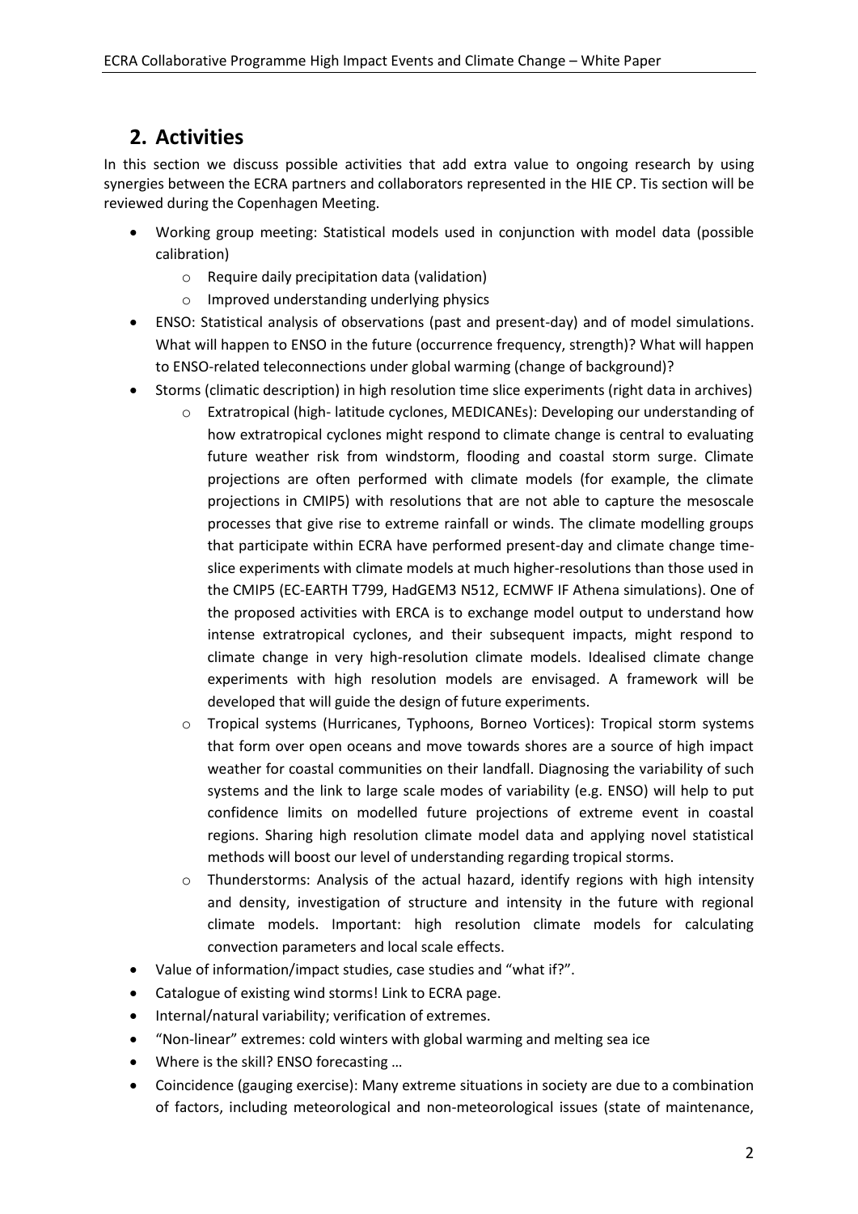## 2. Activities

In this section we discuss possible activities that add extra value to ongoing research by using synergies between the ECRA partners and collaborators represented in the HIE CP. Tis section will be reviewed during the Copenhagen Meeting.

- Working group meeting: Statistical models used in conjunction with model data (possible calibration)
  - Require daily precipitation data (validation)
  - Improved understanding underlying physics
- ENSO: Statistical analysis of observations (past and present-day) and of model simulations. What will happen to ENSO in the future (occurrence frequency, strength)? What will happen to ENSO-related teleconnections under global warming (change of background)?
- Storms (climatic description) in high resolution time slice experiments (right data in archives)
  - Extratropical (high- latitude cyclones, MEDICANEs): Developing our understanding of how extratropical cyclones might respond to climate change is central to evaluating future weather risk from windstorm, flooding and coastal storm surge. Climate projections are often performed with climate models (for example, the climate projections in CMIP5) with resolutions that are not able to capture the mesoscale processes that give rise to extreme rainfall or winds. The climate modelling groups that participate within ECRA have performed present-day and climate change time-slice experiments with climate models at much higher-resolutions than those used in the CMIP5 (EC-EARTH T799, HadGEM3 N512, ECMWF IF Athena simulations). One of the proposed activities with ERCA is to exchange model output to understand how intense extratropical cyclones, and their subsequent impacts, might respond to climate change in very high-resolution climate models. Idealised climate change experiments with high resolution models are envisaged. A framework will be developed that will guide the design of future experiments.
  - Tropical systems (Hurricanes, Typhoons, Borneo Vortices): Tropical storm systems that form over open oceans and move towards shores are a source of high impact weather for coastal communities on their landfall. Diagnosing the variability of such systems and the link to large scale modes of variability (e.g. ENSO) will help to put confidence limits on modelled future projections of extreme event in coastal regions. Sharing high resolution climate model data and applying novel statistical methods will boost our level of understanding regarding tropical storms.
  - Thunderstorms: Analysis of the actual hazard, identify regions with high intensity and density, investigation of structure and intensity in the future with regional climate models. Important: high resolution climate models for calculating convection parameters and local scale effects.
- Value of information/impact studies, case studies and "what if?".
- Catalogue of existing wind storms! Link to ECRA page.
- Internal/natural variability; verification of extremes.
- "Non-linear" extremes: cold winters with global warming and melting sea ice
- Where is the skill? ENSO forecasting …
- Coincidence (gauging exercise): Many extreme situations in society are due to a combination of factors, including meteorological and non-meteorological issues (state of maintenance,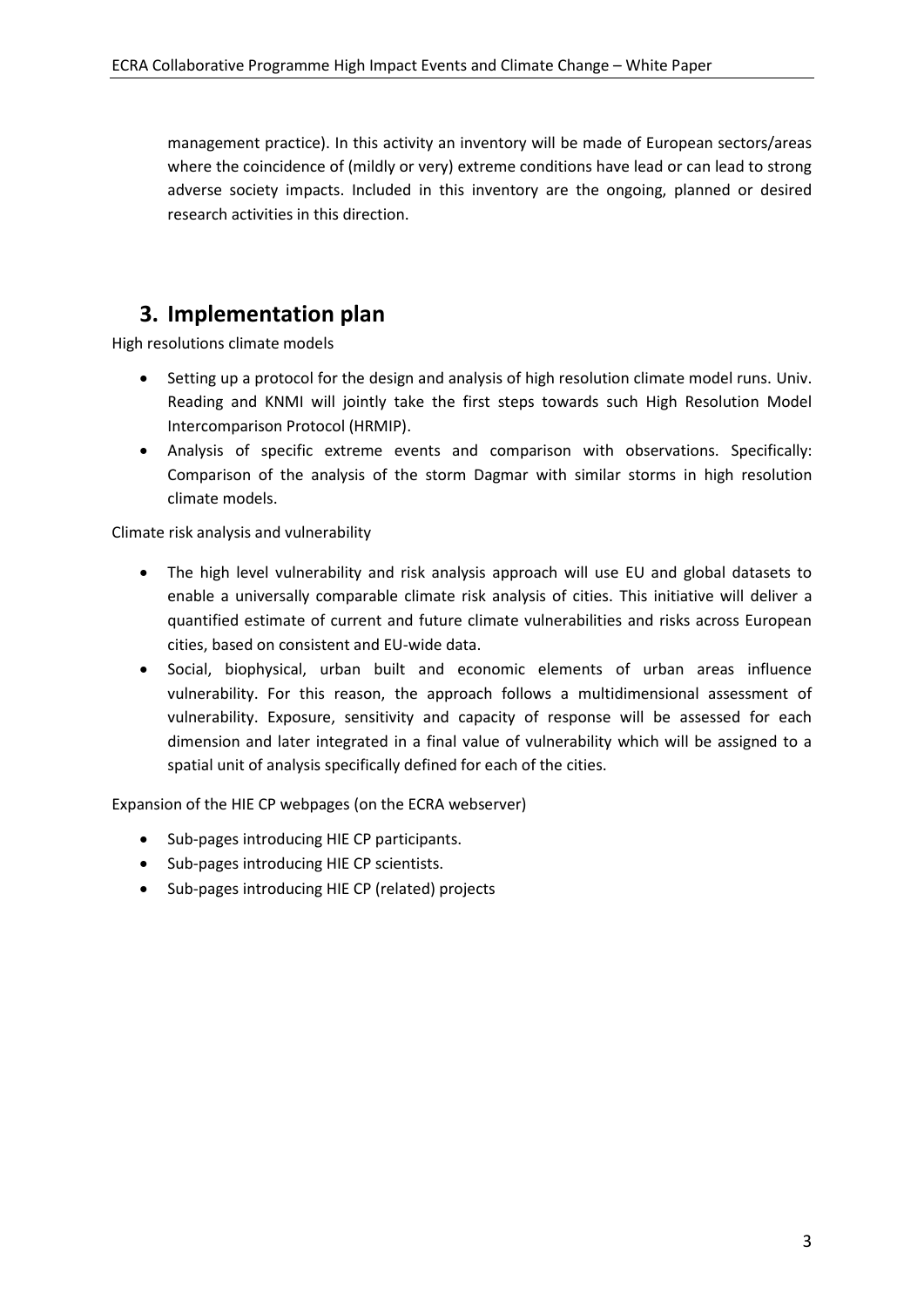management practice). In this activity an inventory will be made of European sectors/areas where the coincidence of (mildly or very) extreme conditions have lead or can lead to strong adverse society impacts. Included in this inventory are the ongoing, planned or desired research activities in this direction.

# 3. Implementation plan

High resolutions climate models

- Setting up a protocol for the design and analysis of high resolution climate model runs. Univ. Reading and KNMI will jointly take the first steps towards such High Resolution Model Intercomparison Protocol (HRMIP).
- Analysis of specific extreme events and comparison with observations. Specifically: Comparison of the analysis of the storm Dagmar with similar storms in high resolution climate models.

Climate risk analysis and vulnerability

- The high level vulnerability and risk analysis approach will use EU and global datasets to enable a universally comparable climate risk analysis of cities. This initiative will deliver a quantified estimate of current and future climate vulnerabilities and risks across European cities, based on consistent and EU-wide data.
- Social, biophysical, urban built and economic elements of urban areas influence vulnerability. For this reason, the approach follows a multidimensional assessment of vulnerability. Exposure, sensitivity and capacity of response will be assessed for each dimension and later integrated in a final value of vulnerability which will be assigned to a spatial unit of analysis specifically defined for each of the cities.

Expansion of the HIE CP webpages (on the ECRA webserver)

- Sub-pages introducing HIE CP participants.
- Sub-pages introducing HIE CP scientists.
- Sub-pages introducing HIE CP (related) projects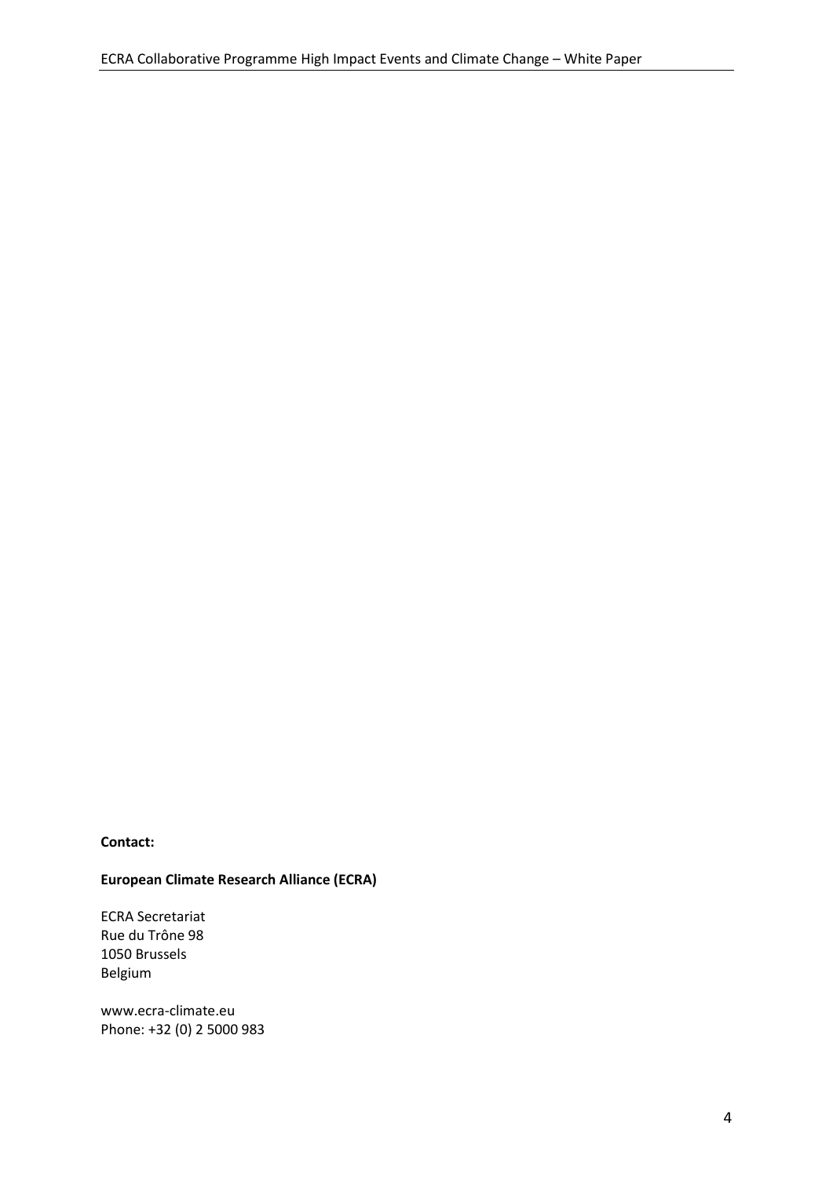**Contact:**

**European Climate Research Alliance (ECRA)**

ECRA Secretariat
Rue du Trône 98
1050 Brussels
Belgium

www.ecra-climate.eu
Phone: +32 (0) 2 5000 983